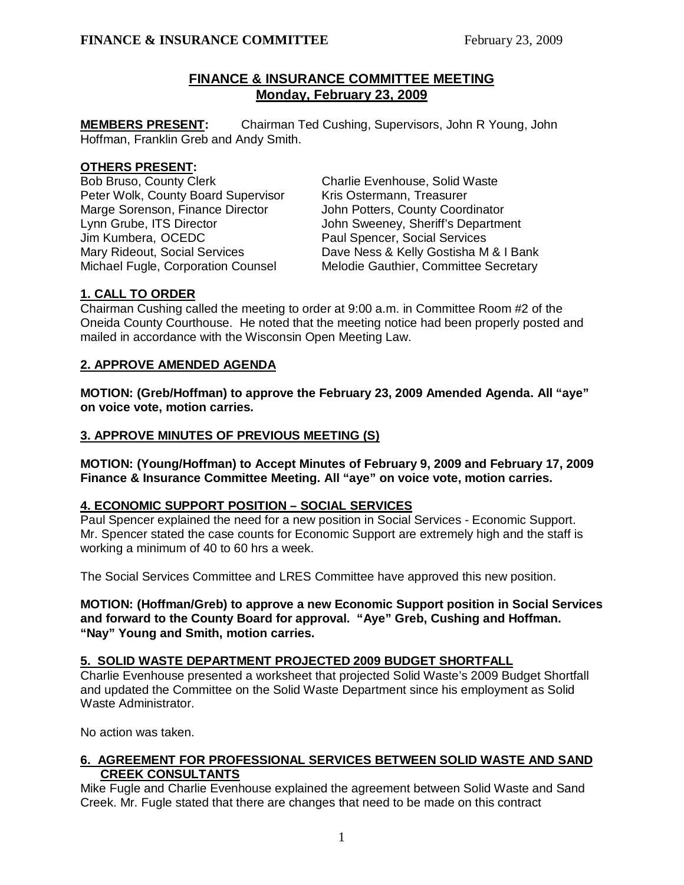# FINANCE & INSURANCE COMMITTEE MEETING
## Monday, February 23, 2009

**MEMBERS PRESENT:** Chairman Ted Cushing, Supervisors, John R Young, John Hoffman, Franklin Greb and Andy Smith.

**OTHERS PRESENT:**

Bob Bruso, County Clerk
Peter Wolk, County Board Supervisor
Marge Sorenson, Finance Director
Lynn Grube, ITS Director
Jim Kumbera, OCEDC
Mary Rideout, Social Services
Michael Fugle, Corporation Counsel
Charlie Evenhouse, Solid Waste
Kris Ostermann, Treasurer
John Potters, County Coordinator
John Sweeney, Sheriff's Department
Paul Spencer, Social Services
Dave Ness & Kelly Gostisha M & I Bank
Melodie Gauthier, Committee Secretary

### 1. CALL TO ORDER

Chairman Cushing called the meeting to order at 9:00 a.m. in Committee Room #2 of the Oneida County Courthouse. He noted that the meeting notice had been properly posted and mailed in accordance with the Wisconsin Open Meeting Law.

### 2. APPROVE AMENDED AGENDA

**MOTION: (Greb/Hoffman) to approve the February 23, 2009 Amended Agenda. All "aye" on voice vote, motion carries.**

### 3. APPROVE MINUTES OF PREVIOUS MEETING (S)

**MOTION: (Young/Hoffman) to Accept Minutes of February 9, 2009 and February 17, 2009 Finance & Insurance Committee Meeting. All "aye" on voice vote, motion carries.**

### 4. ECONOMIC SUPPORT POSITION – SOCIAL SERVICES

Paul Spencer explained the need for a new position in Social Services - Economic Support. Mr. Spencer stated the case counts for Economic Support are extremely high and the staff is working a minimum of 40 to 60 hrs a week.

The Social Services Committee and LRES Committee have approved this new position.

**MOTION: (Hoffman/Greb) to approve a new Economic Support position in Social Services and forward to the County Board for approval. "Aye" Greb, Cushing and Hoffman. "Nay" Young and Smith, motion carries.**

### 5. SOLID WASTE DEPARTMENT PROJECTED 2009 BUDGET SHORTFALL

Charlie Evenhouse presented a worksheet that projected Solid Waste's 2009 Budget Shortfall and updated the Committee on the Solid Waste Department since his employment as Solid Waste Administrator.

No action was taken.

### 6. AGREEMENT FOR PROFESSIONAL SERVICES BETWEEN SOLID WASTE AND SAND CREEK CONSULTANTS

Mike Fugle and Charlie Evenhouse explained the agreement between Solid Waste and Sand Creek. Mr. Fugle stated that there are changes that need to be made on this contract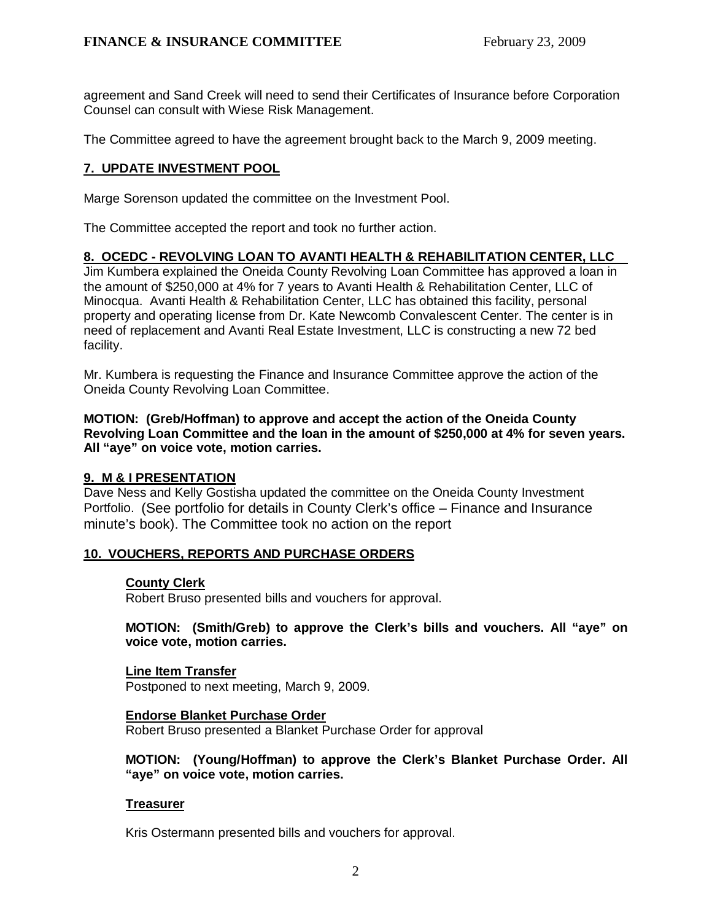agreement and Sand Creek will need to send their Certificates of Insurance before Corporation Counsel can consult with Wiese Risk Management.

The Committee agreed to have the agreement brought back to the March 9, 2009 meeting.

## 7. UPDATE INVESTMENT POOL

Marge Sorenson updated the committee on the Investment Pool.

The Committee accepted the report and took no further action.

## 8. OCEDC - REVOLVING LOAN TO AVANTI HEALTH & REHABILITATION CENTER, LLC

Jim Kumbera explained the Oneida County Revolving Loan Committee has approved a loan in the amount of $250,000 at 4% for 7 years to Avanti Health & Rehabilitation Center, LLC of Minocqua. Avanti Health & Rehabilitation Center, LLC has obtained this facility, personal property and operating license from Dr. Kate Newcomb Convalescent Center. The center is in need of replacement and Avanti Real Estate Investment, LLC is constructing a new 72 bed facility.

Mr. Kumbera is requesting the Finance and Insurance Committee approve the action of the Oneida County Revolving Loan Committee.

**MOTION: (Greb/Hoffman) to approve and accept the action of the Oneida County Revolving Loan Committee and the loan in the amount of $250,000 at 4% for seven years. All "aye" on voice vote, motion carries.**

## 9. M & I PRESENTATION

Dave Ness and Kelly Gostisha updated the committee on the Oneida County Investment Portfolio. (See portfolio for details in County Clerk's office – Finance and Insurance minute's book). The Committee took no action on the report

## 10. VOUCHERS, REPORTS AND PURCHASE ORDERS

### County Clerk

Robert Bruso presented bills and vouchers for approval.

**MOTION: (Smith/Greb) to approve the Clerk's bills and vouchers. All "aye" on voice vote, motion carries.**

### Line Item Transfer

Postponed to next meeting, March 9, 2009.

### Endorse Blanket Purchase Order

Robert Bruso presented a Blanket Purchase Order for approval

**MOTION: (Young/Hoffman) to approve the Clerk's Blanket Purchase Order. All "aye" on voice vote, motion carries.**

### Treasurer

Kris Ostermann presented bills and vouchers for approval.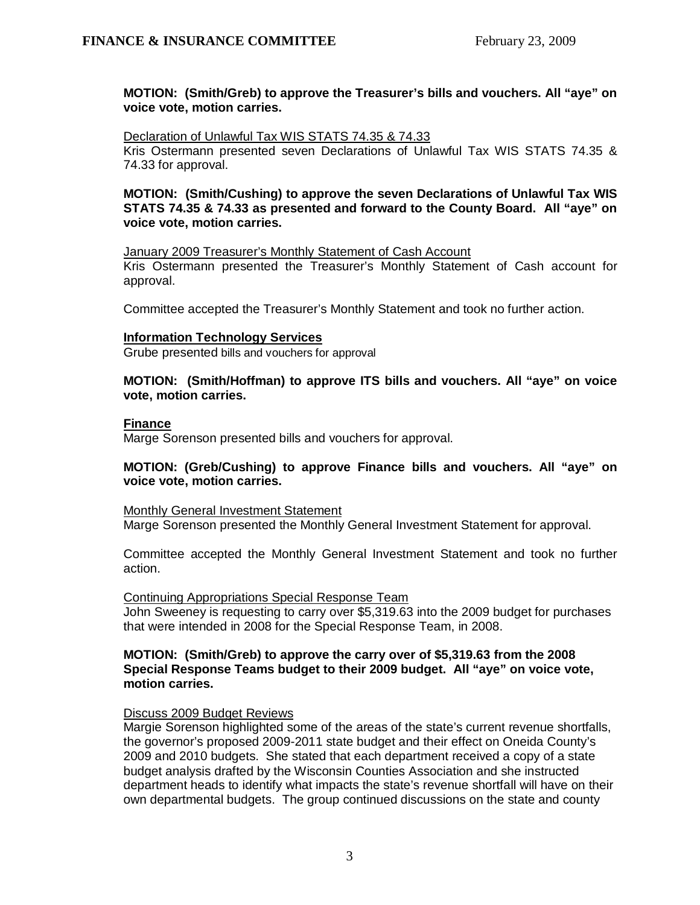**MOTION: (Smith/Greb) to approve the Treasurer's bills and vouchers. All "aye" on voice vote, motion carries.**

Declaration of Unlawful Tax WIS STATS 74.35 & 74.33

Kris Ostermann presented seven Declarations of Unlawful Tax WIS STATS 74.35 & 74.33 for approval.

**MOTION: (Smith/Cushing) to approve the seven Declarations of Unlawful Tax WIS STATS 74.35 & 74.33 as presented and forward to the County Board. All "aye" on voice vote, motion carries.**

January 2009 Treasurer's Monthly Statement of Cash Account

Kris Ostermann presented the Treasurer's Monthly Statement of Cash account for approval.

Committee accepted the Treasurer's Monthly Statement and took no further action.

**Information Technology Services**

Grube presented bills and vouchers for approval

**MOTION: (Smith/Hoffman) to approve ITS bills and vouchers. All "aye" on voice vote, motion carries.**

**Finance**

Marge Sorenson presented bills and vouchers for approval.

**MOTION: (Greb/Cushing) to approve Finance bills and vouchers. All "aye" on voice vote, motion carries.**

Monthly General Investment Statement

Marge Sorenson presented the Monthly General Investment Statement for approval.

Committee accepted the Monthly General Investment Statement and took no further action.

Continuing Appropriations Special Response Team

John Sweeney is requesting to carry over $5,319.63 into the 2009 budget for purchases that were intended in 2008 for the Special Response Team, in 2008.

**MOTION: (Smith/Greb) to approve the carry over of $5,319.63 from the 2008 Special Response Teams budget to their 2009 budget. All "aye" on voice vote, motion carries.**

Discuss 2009 Budget Reviews

Margie Sorenson highlighted some of the areas of the state's current revenue shortfalls, the governor's proposed 2009-2011 state budget and their effect on Oneida County's 2009 and 2010 budgets. She stated that each department received a copy of a state budget analysis drafted by the Wisconsin Counties Association and she instructed department heads to identify what impacts the state's revenue shortfall will have on their own departmental budgets. The group continued discussions on the state and county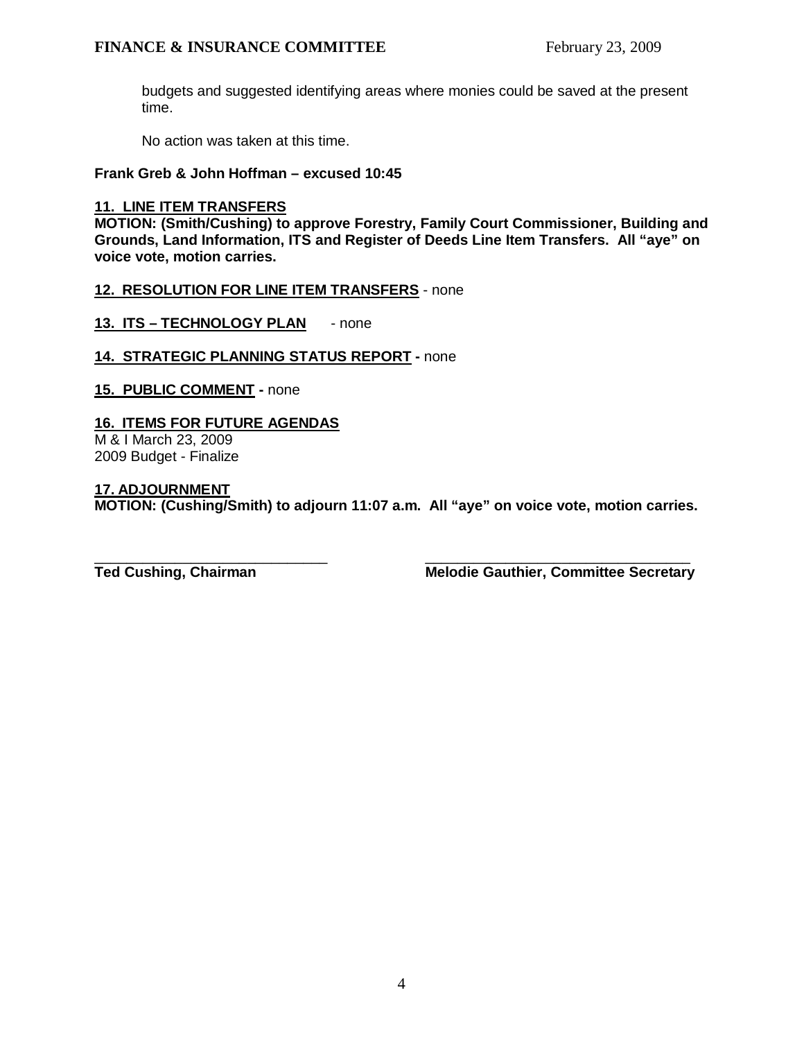budgets and suggested identifying areas where monies could be saved at the present time.

No action was taken at this time.

**Frank Greb & John Hoffman – excused 10:45**

**11. LINE ITEM TRANSFERS**

**MOTION: (Smith/Cushing) to approve Forestry, Family Court Commissioner, Building and Grounds, Land Information, ITS and Register of Deeds Line Item Transfers. All "aye" on voice vote, motion carries.**

**12. RESOLUTION FOR LINE ITEM TRANSFERS** - none

**13. ITS – TECHNOLOGY PLAN** - none

**14. STRATEGIC PLANNING STATUS REPORT -** none

**15. PUBLIC COMMENT -** none

**16. ITEMS FOR FUTURE AGENDAS**

M & I March 23, 2009
2009 Budget - Finalize

**17. ADJOURNMENT**

**MOTION: (Cushing/Smith) to adjourn 11:07 a.m. All "aye" on voice vote, motion carries.**

_____________________________ _________________________________
**Ted Cushing, Chairman** **Melodie Gauthier, Committee Secretary**